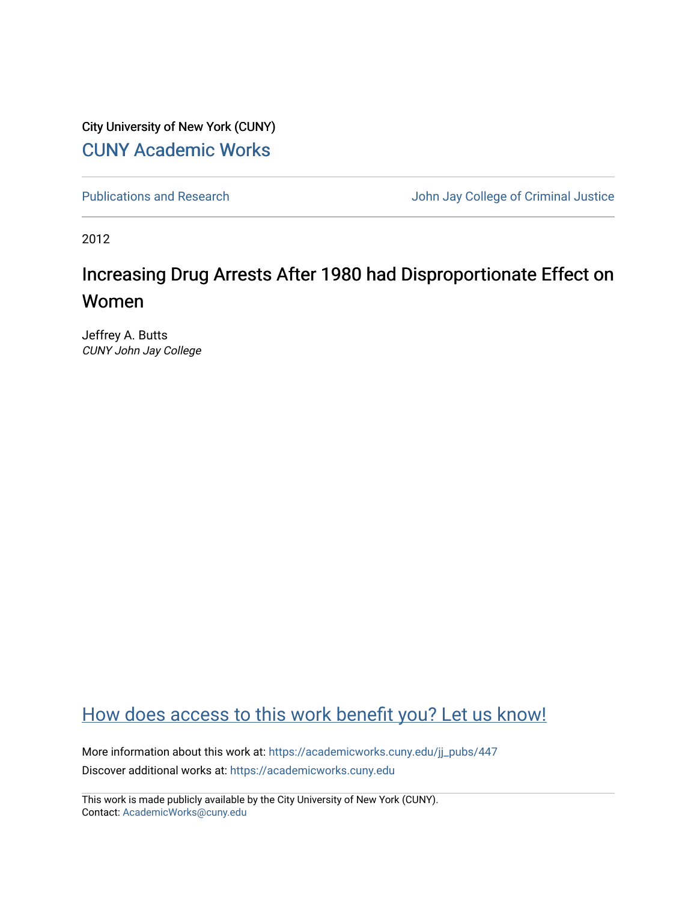City University of New York (CUNY)

[CUNY Academic Works](https://academicworks.cuny.edu)

---

Publications and Research | John Jay College of Criminal Justice

---

2012

# Increasing Drug Arrests After 1980 had Disproportionate Effect on Women

Jeffrey A. Butts
*CUNY John Jay College*

## How does access to this work benefit you? Let us know!

More information about this work at: https://academicworks.cuny.edu/jj_pubs/447

Discover additional works at: https://academicworks.cuny.edu

---

This work is made publicly available by the City University of New York (CUNY).
Contact: AcademicWorks@cuny.edu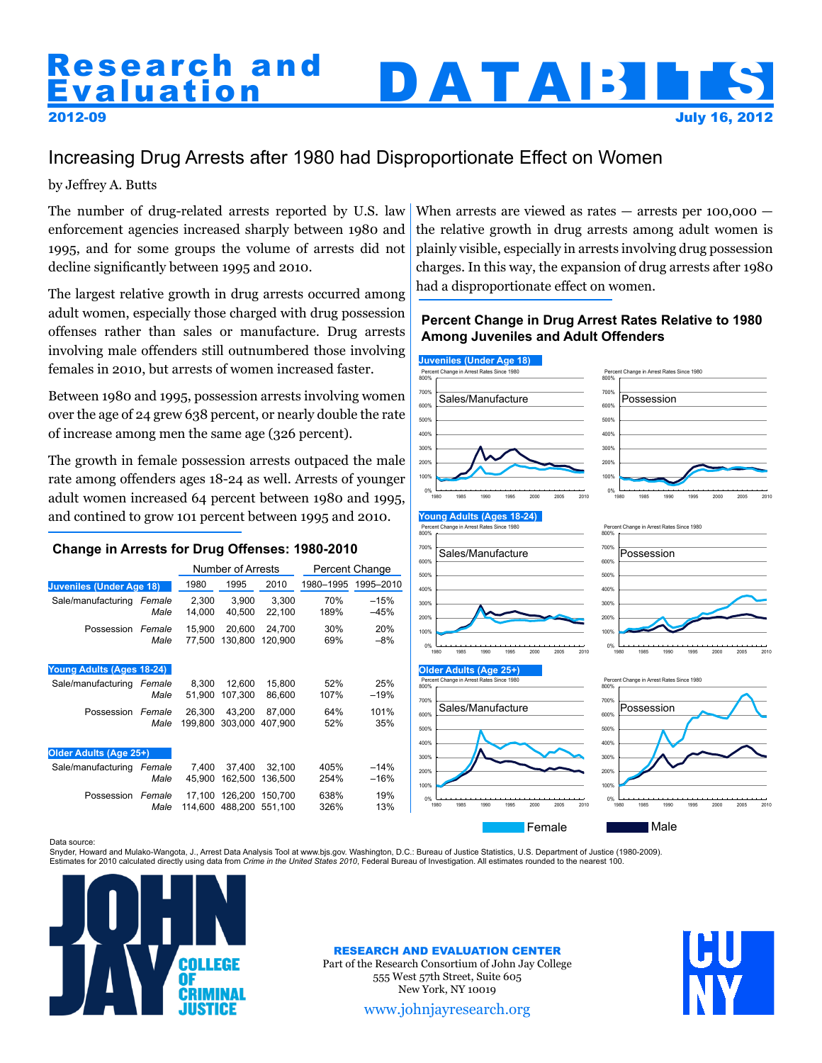# Research and Evaluation DATABITS

2012-09

July 16, 2012

## Increasing Drug Arrests after 1980 had Disproportionate Effect on Women

by Jeffrey A. Butts

The number of drug-related arrests reported by U.S. law enforcement agencies increased sharply between 1980 and 1995, and for some groups the volume of arrests did not decline significantly between 1995 and 2010.

The largest relative growth in drug arrests occurred among adult women, especially those charged with drug possession offenses rather than sales or manufacture. Drug arrests involving male offenders still outnumbered those involving females in 2010, but arrests of women increased faster.

Between 1980 and 1995, possession arrests involving women over the age of 24 grew 638 percent, or nearly double the rate of increase among men the same age (326 percent).

The growth in female possession arrests outpaced the male rate among offenders ages 18-24 as well. Arrests of younger adult women increased 64 percent between 1980 and 1995, and contined to grow 101 percent between 1995 and 2010.

When arrests are viewed as rates — arrests per 100,000 — the relative growth in drug arrests among adult women is plainly visible, especially in arrests involving drug possession charges. In this way, the expansion of drug arrests after 1980 had a disproportionate effect on women.

### Change in Arrests for Drug Offenses: 1980-2010

| | | Number of Arrests | | | Percent Change | |
|---|---|---|---|---|---|---|
| | | 1980 | 1995 | 2010 | 1980–1995 | 1995–2010 |
| **Juveniles (Under Age 18)** | | | | | | |
| Sale/manufacturing | *Female* | 2,300 | 3,900 | 3,300 | 70% | –15% |
| | *Male* | 14,000 | 40,500 | 22,100 | 189% | –45% |
| Possession | *Female* | 15,900 | 20,600 | 24,700 | 30% | 20% |
| | *Male* | 77,500 | 130,800 | 120,900 | 69% | –8% |
| **Young Adults (Ages 18-24)** | | | | | | |
| Sale/manufacturing | *Female* | 8,300 | 12,600 | 15,800 | 52% | 25% |
| | *Male* | 51,900 | 107,300 | 86,600 | 107% | –19% |
| Possession | *Female* | 26,300 | 43,200 | 87,000 | 64% | 101% |
| | *Male* | 199,800 | 303,000 | 407,900 | 52% | 35% |
| **Older Adults (Age 25+)** | | | | | | |
| Sale/manufacturing | *Female* | 7,400 | 37,400 | 32,100 | 405% | –14% |
| | *Male* | 45,900 | 162,500 | 136,500 | 254% | –16% |
| Possession | *Female* | 17,100 | 126,200 | 150,700 | 638% | 19% |
| | *Male* | 114,600 | 488,200 | 551,100 | 326% | 13% |

### Percent Change in Drug Arrest Rates Relative to 1980 Among Juveniles and Adult Offenders

Juveniles (Under Age 18)

Percent Change in Arrest Rates Since 1980

Sales/Manufacture

Possession

Young Adults (Ages 18-24)

Percent Change in Arrest Rates Since 1980

Sales/Manufacture

Possession

Older Adults (Age 25+)

Percent Change in Arrest Rates Since 1980

Sales/Manufacture

Possession

0% 100% 200% 300% 400% 500% 600% 700% 800%

1980 1985 1990 1995 2000 2005 2010

Female Male

Data source:
Snyder, Howard and Mulako-Wangota, J., Arrest Data Analysis Tool at www.bjs.gov. Washington, D.C.: Bureau of Justice Statistics, U.S. Department of Justice (1980-2009).
Estimates for 2010 calculated directly using data from *Crime in the United States 2010*, Federal Bureau of Investigation. All estimates rounded to the nearest 100.

JOHN JAY COLLEGE OF CRIMINAL JUSTICE

**RESEARCH AND EVALUATION CENTER**
Part of the Research Consortium of John Jay College
555 West 57th Street, Suite 605
New York, NY 10019

www.johnjayresearch.org

CUNY